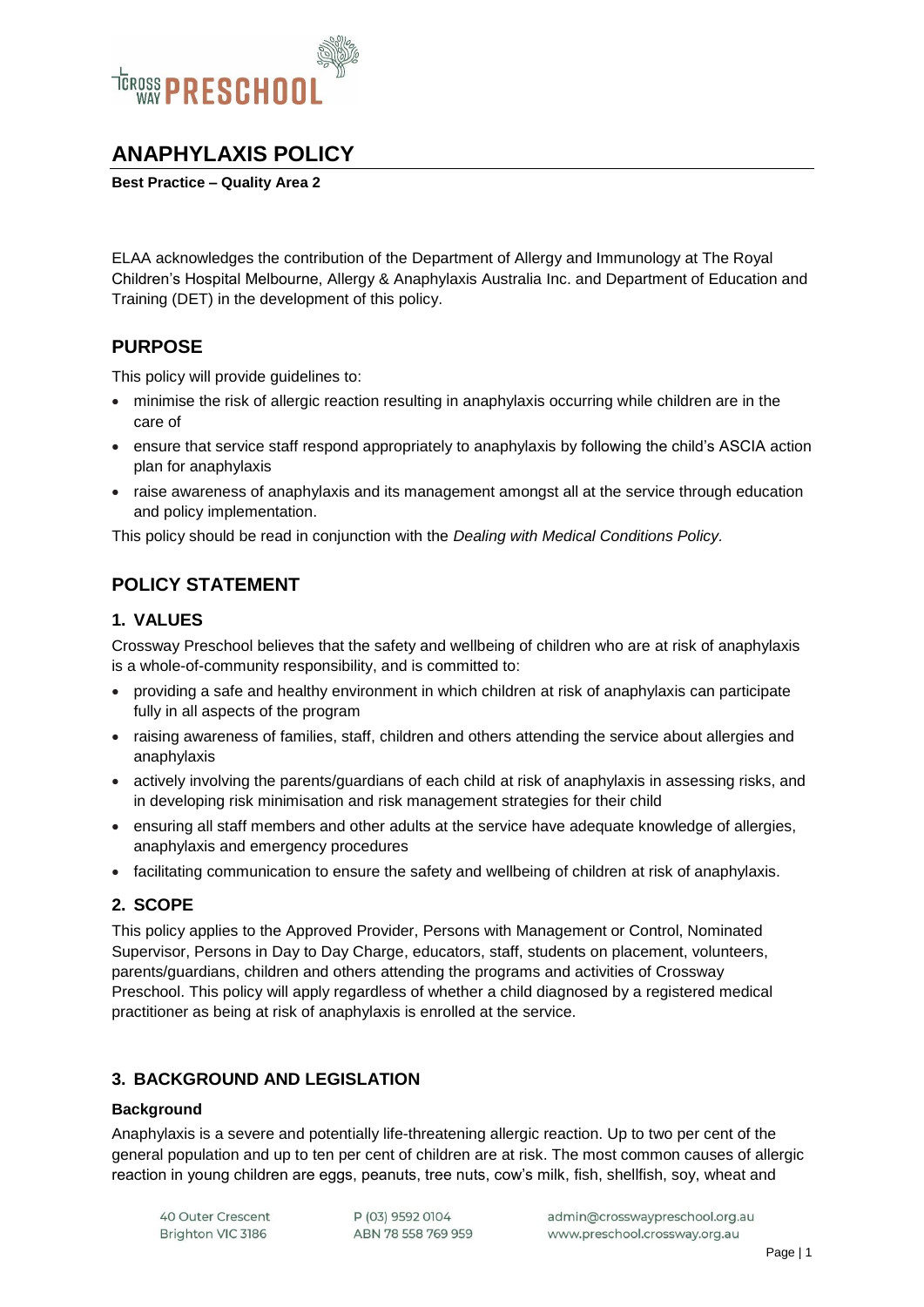# ANAPHYLAXIS POLICY

**Best Practice – Quality Area 2**

ELAA acknowledges the contribution of the Department of Allergy and Immunology at The Royal Children's Hospital Melbourne, Allergy & Anaphylaxis Australia Inc. and Department of Education and Training (DET) in the development of this policy.

## PURPOSE

This policy will provide guidelines to:

- minimise the risk of allergic reaction resulting in anaphylaxis occurring while children are in the care of
- ensure that service staff respond appropriately to anaphylaxis by following the child's ASCIA action plan for anaphylaxis
- raise awareness of anaphylaxis and its management amongst all at the service through education and policy implementation.

This policy should be read in conjunction with the *Dealing with Medical Conditions Policy.*

## POLICY STATEMENT

### 1. VALUES

Crossway Preschool believes that the safety and wellbeing of children who are at risk of anaphylaxis is a whole-of-community responsibility, and is committed to:

- providing a safe and healthy environment in which children at risk of anaphylaxis can participate fully in all aspects of the program
- raising awareness of families, staff, children and others attending the service about allergies and anaphylaxis
- actively involving the parents/guardians of each child at risk of anaphylaxis in assessing risks, and in developing risk minimisation and risk management strategies for their child
- ensuring all staff members and other adults at the service have adequate knowledge of allergies, anaphylaxis and emergency procedures
- facilitating communication to ensure the safety and wellbeing of children at risk of anaphylaxis.

### 2. SCOPE

This policy applies to the Approved Provider, Persons with Management or Control, Nominated Supervisor, Persons in Day to Day Charge, educators, staff, students on placement, volunteers, parents/guardians, children and others attending the programs and activities of Crossway Preschool. This policy will apply regardless of whether a child diagnosed by a registered medical practitioner as being at risk of anaphylaxis is enrolled at the service.

### 3. BACKGROUND AND LEGISLATION

**Background**

Anaphylaxis is a severe and potentially life-threatening allergic reaction. Up to two per cent of the general population and up to ten per cent of children are at risk. The most common causes of allergic reaction in young children are eggs, peanuts, tree nuts, cow's milk, fish, shellfish, soy, wheat and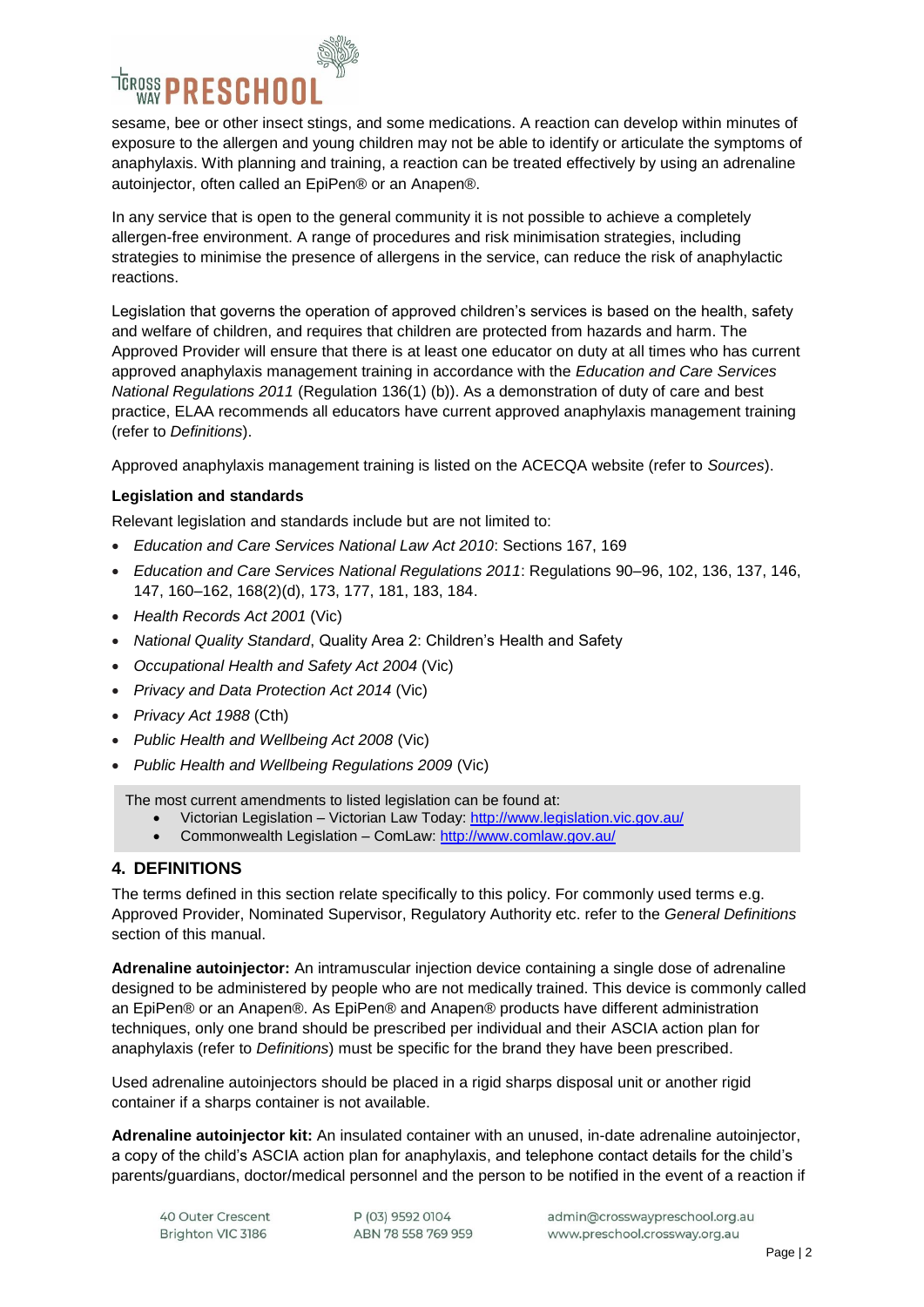sesame, bee or other insect stings, and some medications. A reaction can develop within minutes of exposure to the allergen and young children may not be able to identify or articulate the symptoms of anaphylaxis. With planning and training, a reaction can be treated effectively by using an adrenaline autoinjector, often called an EpiPen® or an Anapen®.

In any service that is open to the general community it is not possible to achieve a completely allergen-free environment. A range of procedures and risk minimisation strategies, including strategies to minimise the presence of allergens in the service, can reduce the risk of anaphylactic reactions.

Legislation that governs the operation of approved children's services is based on the health, safety and welfare of children, and requires that children are protected from hazards and harm. The Approved Provider will ensure that there is at least one educator on duty at all times who has current approved anaphylaxis management training in accordance with the *Education and Care Services National Regulations 2011* (Regulation 136(1) (b)). As a demonstration of duty of care and best practice, ELAA recommends all educators have current approved anaphylaxis management training (refer to *Definitions*).

Approved anaphylaxis management training is listed on the ACECQA website (refer to *Sources*).

**Legislation and standards**

Relevant legislation and standards include but are not limited to:

- *Education and Care Services National Law Act 2010*: Sections 167, 169
- *Education and Care Services National Regulations 2011*: Regulations 90–96, 102, 136, 137, 146, 147, 160–162, 168(2)(d), 173, 177, 181, 183, 184.
- *Health Records Act 2001* (Vic)
- *National Quality Standard*, Quality Area 2: Children's Health and Safety
- *Occupational Health and Safety Act 2004* (Vic)
- *Privacy and Data Protection Act 2014* (Vic)
- *Privacy Act 1988* (Cth)
- *Public Health and Wellbeing Act 2008* (Vic)
- *Public Health and Wellbeing Regulations 2009* (Vic)

The most current amendments to listed legislation can be found at:

- Victorian Legislation – Victorian Law Today: http://www.legislation.vic.gov.au/
- Commonwealth Legislation – ComLaw: http://www.comlaw.gov.au/

## 4. DEFINITIONS

The terms defined in this section relate specifically to this policy. For commonly used terms e.g. Approved Provider, Nominated Supervisor, Regulatory Authority etc. refer to the *General Definitions* section of this manual.

**Adrenaline autoinjector:** An intramuscular injection device containing a single dose of adrenaline designed to be administered by people who are not medically trained. This device is commonly called an EpiPen® or an Anapen®. As EpiPen® and Anapen® products have different administration techniques, only one brand should be prescribed per individual and their ASCIA action plan for anaphylaxis (refer to *Definitions*) must be specific for the brand they have been prescribed.

Used adrenaline autoinjectors should be placed in a rigid sharps disposal unit or another rigid container if a sharps container is not available.

**Adrenaline autoinjector kit:** An insulated container with an unused, in-date adrenaline autoinjector, a copy of the child's ASCIA action plan for anaphylaxis, and telephone contact details for the child's parents/guardians, doctor/medical personnel and the person to be notified in the event of a reaction if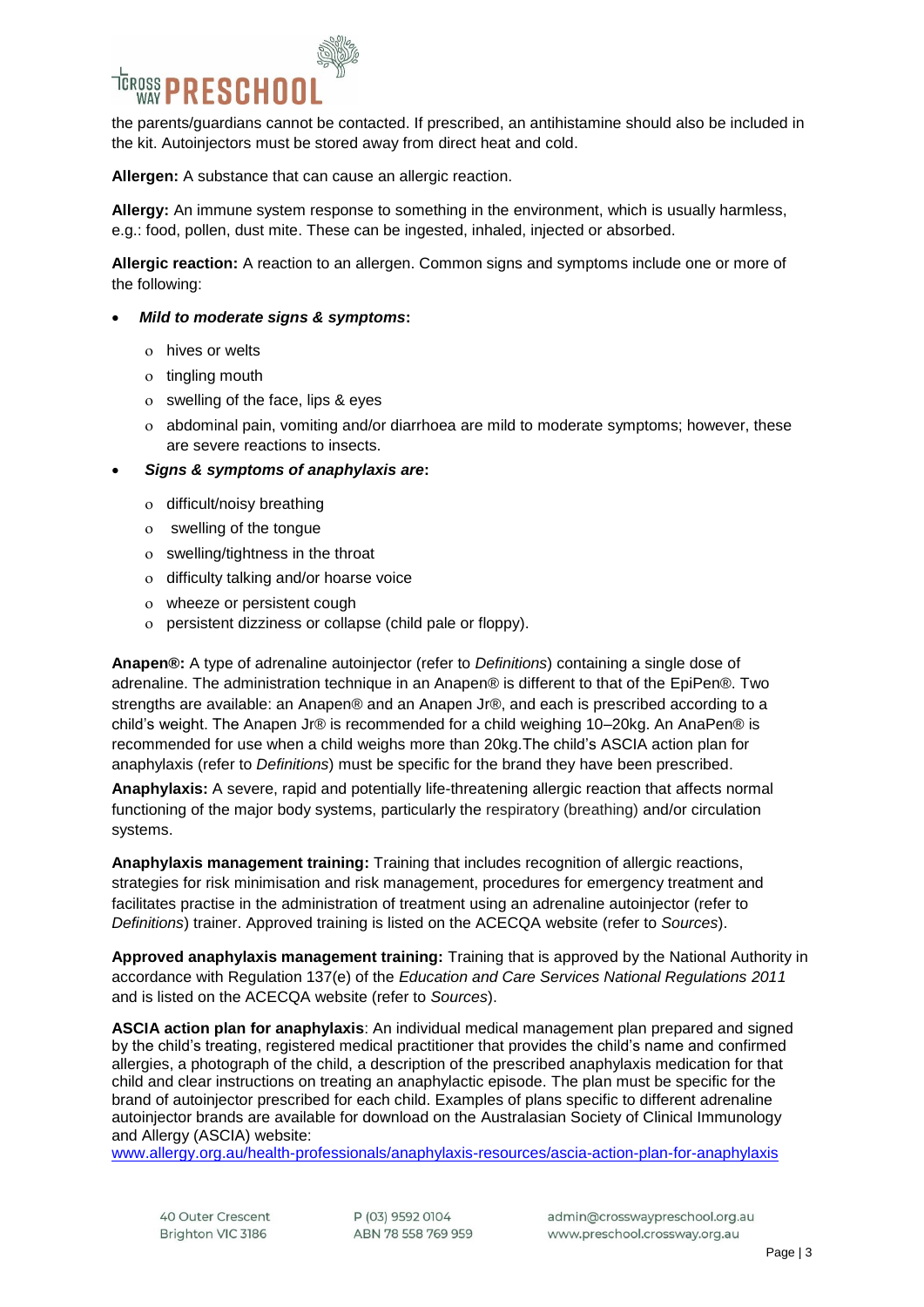the parents/guardians cannot be contacted. If prescribed, an antihistamine should also be included in the kit. Autoinjectors must be stored away from direct heat and cold.

**Allergen:** A substance that can cause an allergic reaction.

**Allergy:** An immune system response to something in the environment, which is usually harmless, e.g.: food, pollen, dust mite. These can be ingested, inhaled, injected or absorbed.

**Allergic reaction:** A reaction to an allergen. Common signs and symptoms include one or more of the following:

- ***Mild to moderate signs & symptoms*:**
  - hives or welts
  - tingling mouth
  - swelling of the face, lips & eyes
  - abdominal pain, vomiting and/or diarrhoea are mild to moderate symptoms; however, these are severe reactions to insects.
- ***Signs & symptoms of anaphylaxis are*:**
  - difficult/noisy breathing
  - swelling of the tongue
  - swelling/tightness in the throat
  - difficulty talking and/or hoarse voice
  - wheeze or persistent cough
  - persistent dizziness or collapse (child pale or floppy).

**Anapen®:** A type of adrenaline autoinjector (refer to *Definitions*) containing a single dose of adrenaline. The administration technique in an Anapen® is different to that of the EpiPen®. Two strengths are available: an Anapen® and an Anapen Jr®, and each is prescribed according to a child's weight. The Anapen Jr® is recommended for a child weighing 10–20kg. An AnaPen® is recommended for use when a child weighs more than 20kg.The child's ASCIA action plan for anaphylaxis (refer to *Definitions*) must be specific for the brand they have been prescribed.

**Anaphylaxis:** A severe, rapid and potentially life-threatening allergic reaction that affects normal functioning of the major body systems, particularly the respiratory (breathing) and/or circulation systems.

**Anaphylaxis management training:** Training that includes recognition of allergic reactions, strategies for risk minimisation and risk management, procedures for emergency treatment and facilitates practise in the administration of treatment using an adrenaline autoinjector (refer to *Definitions*) trainer. Approved training is listed on the ACECQA website (refer to *Sources*).

**Approved anaphylaxis management training:** Training that is approved by the National Authority in accordance with Regulation 137(e) of the *Education and Care Services National Regulations 2011* and is listed on the ACECQA website (refer to *Sources*).

**ASCIA action plan for anaphylaxis**: An individual medical management plan prepared and signed by the child's treating, registered medical practitioner that provides the child's name and confirmed allergies, a photograph of the child, a description of the prescribed anaphylaxis medication for that child and clear instructions on treating an anaphylactic episode. The plan must be specific for the brand of autoinjector prescribed for each child. Examples of plans specific to different adrenaline autoinjector brands are available for download on the Australasian Society of Clinical Immunology and Allergy (ASCIA) website:
www.allergy.org.au/health-professionals/anaphylaxis-resources/ascia-action-plan-for-anaphylaxis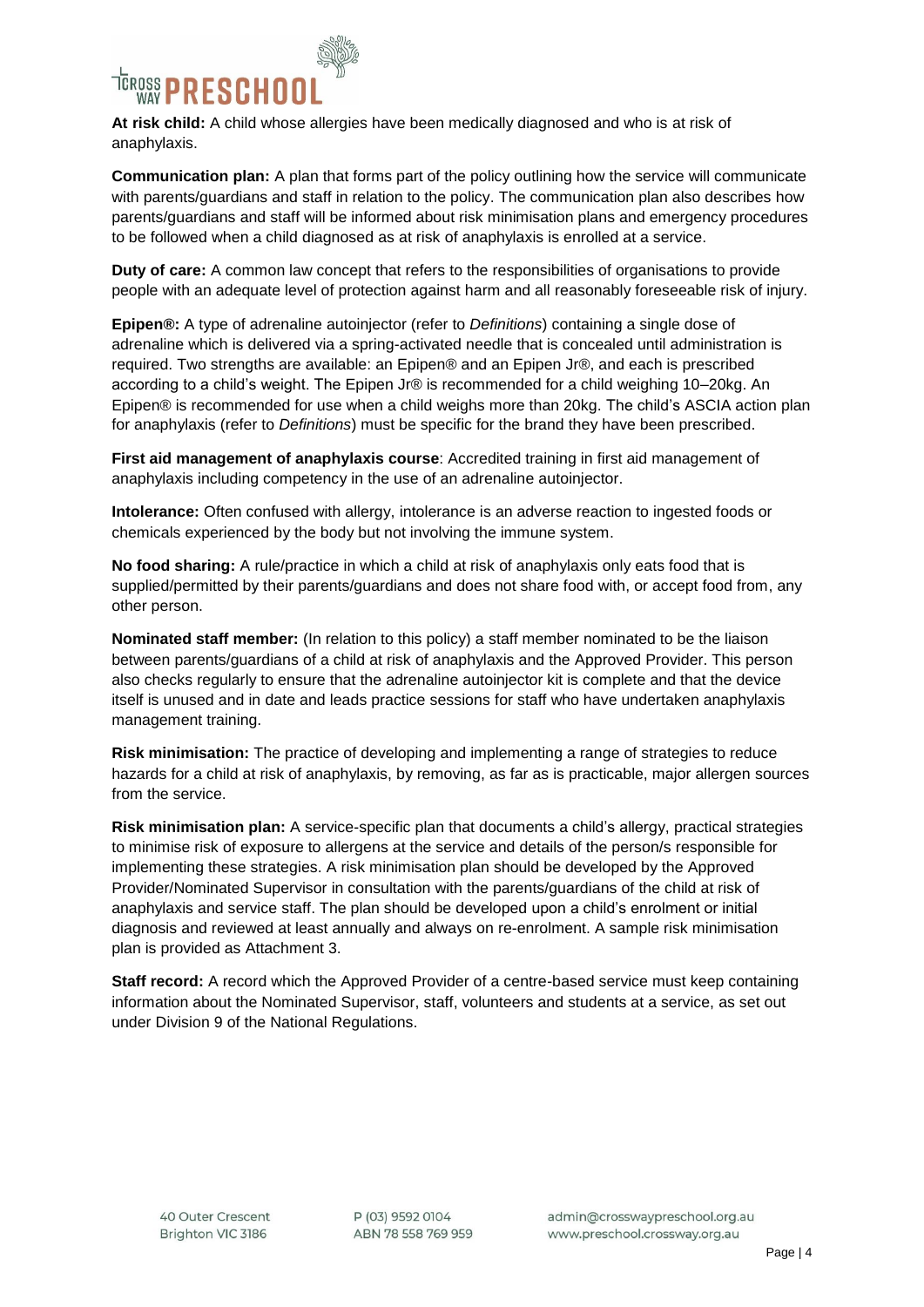**At risk child:** A child whose allergies have been medically diagnosed and who is at risk of anaphylaxis.

**Communication plan:** A plan that forms part of the policy outlining how the service will communicate with parents/guardians and staff in relation to the policy. The communication plan also describes how parents/guardians and staff will be informed about risk minimisation plans and emergency procedures to be followed when a child diagnosed as at risk of anaphylaxis is enrolled at a service.

**Duty of care:** A common law concept that refers to the responsibilities of organisations to provide people with an adequate level of protection against harm and all reasonably foreseeable risk of injury.

**Epipen®:** A type of adrenaline autoinjector (refer to *Definitions*) containing a single dose of adrenaline which is delivered via a spring-activated needle that is concealed until administration is required. Two strengths are available: an Epipen® and an Epipen Jr®, and each is prescribed according to a child's weight. The Epipen Jr® is recommended for a child weighing 10–20kg. An Epipen® is recommended for use when a child weighs more than 20kg. The child's ASCIA action plan for anaphylaxis (refer to *Definitions*) must be specific for the brand they have been prescribed.

**First aid management of anaphylaxis course**: Accredited training in first aid management of anaphylaxis including competency in the use of an adrenaline autoinjector.

**Intolerance:** Often confused with allergy, intolerance is an adverse reaction to ingested foods or chemicals experienced by the body but not involving the immune system.

**No food sharing:** A rule/practice in which a child at risk of anaphylaxis only eats food that is supplied/permitted by their parents/guardians and does not share food with, or accept food from, any other person.

**Nominated staff member:** (In relation to this policy) a staff member nominated to be the liaison between parents/guardians of a child at risk of anaphylaxis and the Approved Provider. This person also checks regularly to ensure that the adrenaline autoinjector kit is complete and that the device itself is unused and in date and leads practice sessions for staff who have undertaken anaphylaxis management training.

**Risk minimisation:** The practice of developing and implementing a range of strategies to reduce hazards for a child at risk of anaphylaxis, by removing, as far as is practicable, major allergen sources from the service.

**Risk minimisation plan:** A service-specific plan that documents a child's allergy, practical strategies to minimise risk of exposure to allergens at the service and details of the person/s responsible for implementing these strategies. A risk minimisation plan should be developed by the Approved Provider/Nominated Supervisor in consultation with the parents/guardians of the child at risk of anaphylaxis and service staff. The plan should be developed upon a child's enrolment or initial diagnosis and reviewed at least annually and always on re-enrolment. A sample risk minimisation plan is provided as Attachment 3.

**Staff record:** A record which the Approved Provider of a centre-based service must keep containing information about the Nominated Supervisor, staff, volunteers and students at a service, as set out under Division 9 of the National Regulations.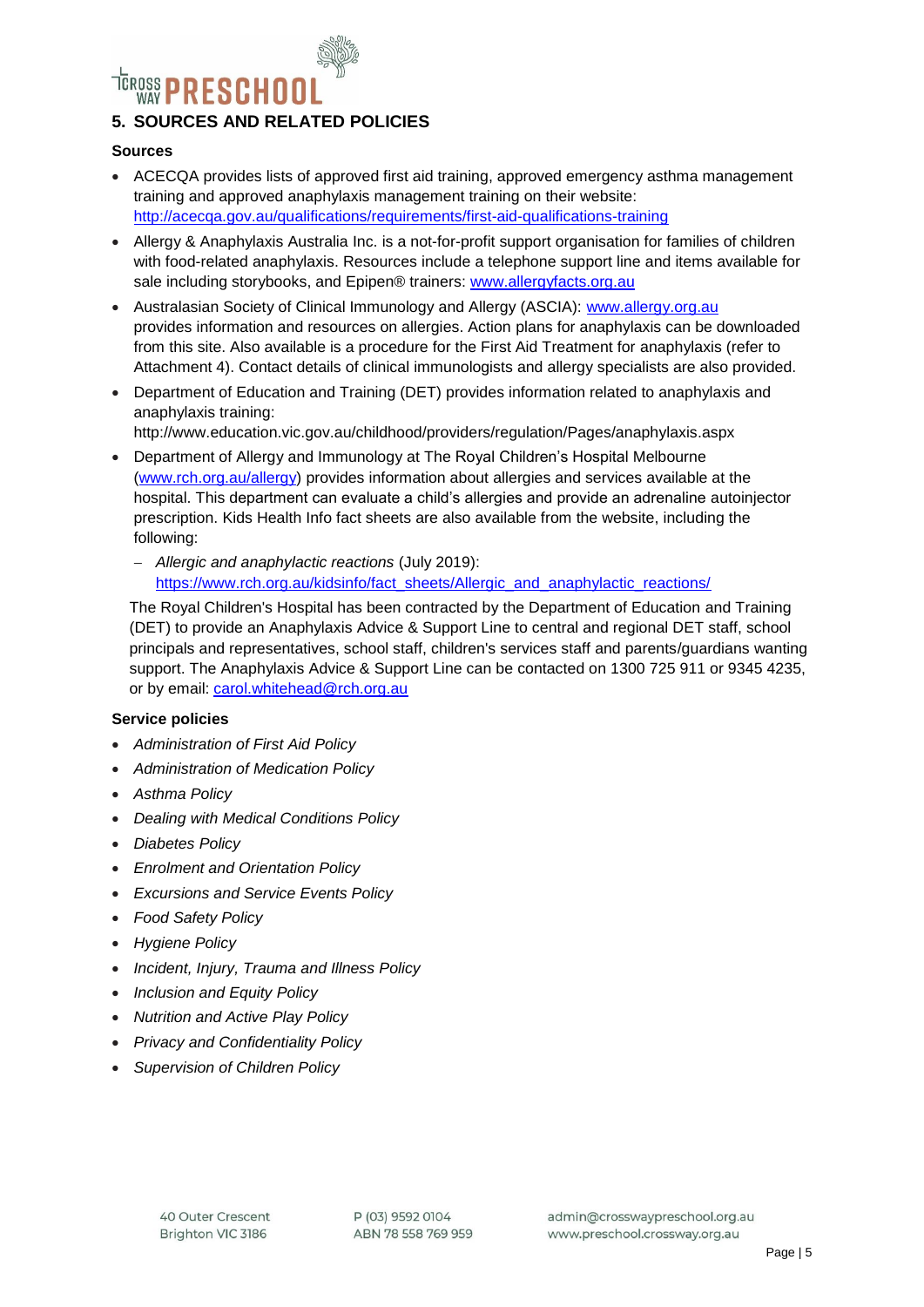## 5. SOURCES AND RELATED POLICIES

### Sources

- ACECQA provides lists of approved first aid training, approved emergency asthma management training and approved anaphylaxis management training on their website: http://acecqa.gov.au/qualifications/requirements/first-aid-qualifications-training
- Allergy & Anaphylaxis Australia Inc. is a not-for-profit support organisation for families of children with food-related anaphylaxis. Resources include a telephone support line and items available for sale including storybooks, and Epipen® trainers: www.allergyfacts.org.au
- Australasian Society of Clinical Immunology and Allergy (ASCIA): www.allergy.org.au provides information and resources on allergies. Action plans for anaphylaxis can be downloaded from this site. Also available is a procedure for the First Aid Treatment for anaphylaxis (refer to Attachment 4). Contact details of clinical immunologists and allergy specialists are also provided.
- Department of Education and Training (DET) provides information related to anaphylaxis and anaphylaxis training: http://www.education.vic.gov.au/childhood/providers/regulation/Pages/anaphylaxis.aspx
- Department of Allergy and Immunology at The Royal Children's Hospital Melbourne (www.rch.org.au/allergy) provides information about allergies and services available at the hospital. This department can evaluate a child's allergies and provide an adrenaline autoinjector prescription. Kids Health Info fact sheets are also available from the website, including the following:
  - *Allergic and anaphylactic reactions* (July 2019): https://www.rch.org.au/kidsinfo/fact_sheets/Allergic_and_anaphylactic_reactions/

  The Royal Children's Hospital has been contracted by the Department of Education and Training (DET) to provide an Anaphylaxis Advice & Support Line to central and regional DET staff, school principals and representatives, school staff, children's services staff and parents/guardians wanting support. The Anaphylaxis Advice & Support Line can be contacted on 1300 725 911 or 9345 4235, or by email: carol.whitehead@rch.org.au

### Service policies

- *Administration of First Aid Policy*
- *Administration of Medication Policy*
- *Asthma Policy*
- *Dealing with Medical Conditions Policy*
- *Diabetes Policy*
- *Enrolment and Orientation Policy*
- *Excursions and Service Events Policy*
- *Food Safety Policy*
- *Hygiene Policy*
- *Incident, Injury, Trauma and Illness Policy*
- *Inclusion and Equity Policy*
- *Nutrition and Active Play Policy*
- *Privacy and Confidentiality Policy*
- *Supervision of Children Policy*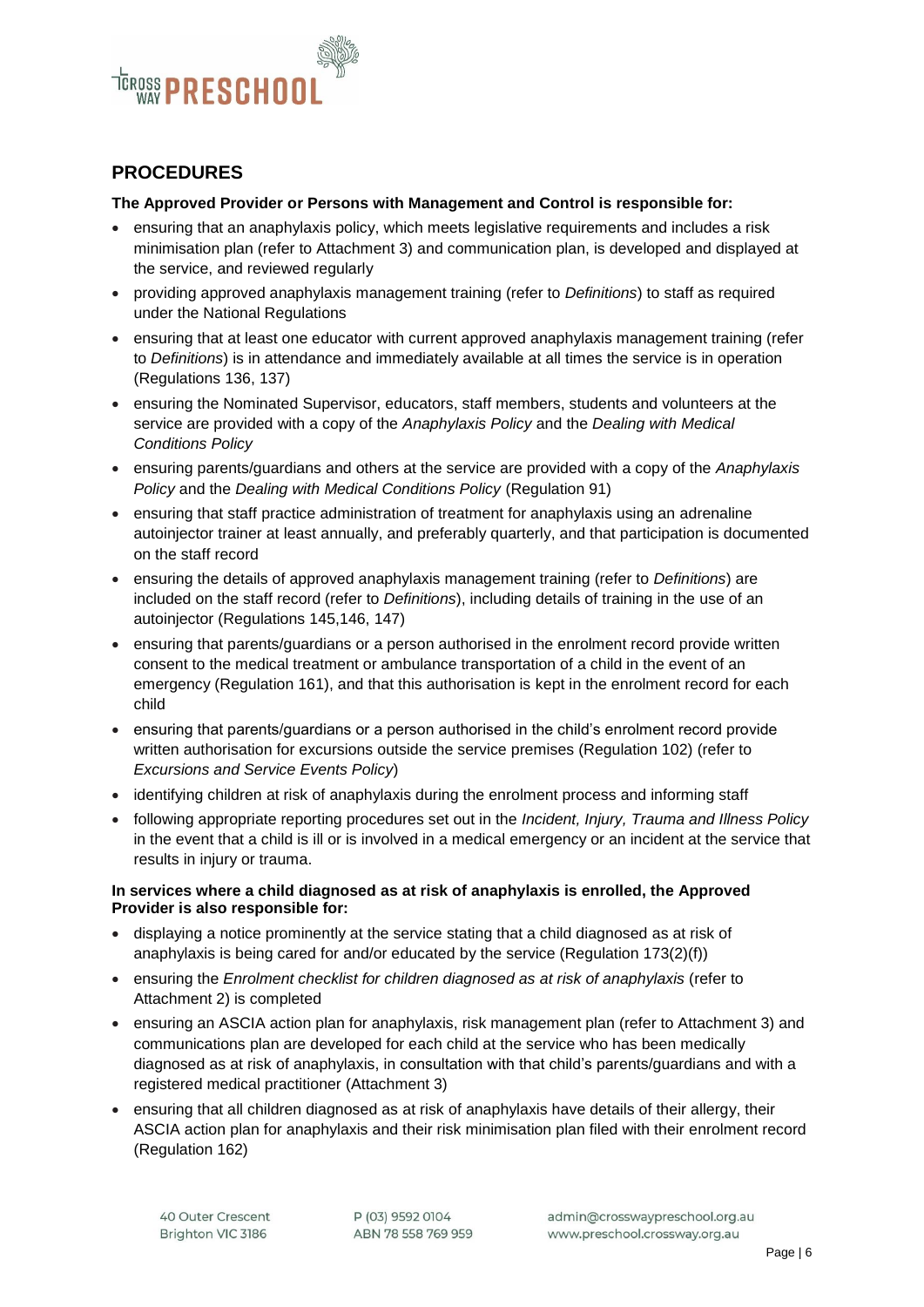## PROCEDURES

**The Approved Provider or Persons with Management and Control is responsible for:**

- ensuring that an anaphylaxis policy, which meets legislative requirements and includes a risk minimisation plan (refer to Attachment 3) and communication plan, is developed and displayed at the service, and reviewed regularly
- providing approved anaphylaxis management training (refer to *Definitions*) to staff as required under the National Regulations
- ensuring that at least one educator with current approved anaphylaxis management training (refer to *Definitions*) is in attendance and immediately available at all times the service is in operation (Regulations 136, 137)
- ensuring the Nominated Supervisor, educators, staff members, students and volunteers at the service are provided with a copy of the *Anaphylaxis Policy* and the *Dealing with Medical Conditions Policy*
- ensuring parents/guardians and others at the service are provided with a copy of the *Anaphylaxis Policy* and the *Dealing with Medical Conditions Policy* (Regulation 91)
- ensuring that staff practice administration of treatment for anaphylaxis using an adrenaline autoinjector trainer at least annually, and preferably quarterly, and that participation is documented on the staff record
- ensuring the details of approved anaphylaxis management training (refer to *Definitions*) are included on the staff record (refer to *Definitions*), including details of training in the use of an autoinjector (Regulations 145,146, 147)
- ensuring that parents/guardians or a person authorised in the enrolment record provide written consent to the medical treatment or ambulance transportation of a child in the event of an emergency (Regulation 161), and that this authorisation is kept in the enrolment record for each child
- ensuring that parents/guardians or a person authorised in the child's enrolment record provide written authorisation for excursions outside the service premises (Regulation 102) (refer to *Excursions and Service Events Policy*)
- identifying children at risk of anaphylaxis during the enrolment process and informing staff
- following appropriate reporting procedures set out in the *Incident, Injury, Trauma and Illness Policy* in the event that a child is ill or is involved in a medical emergency or an incident at the service that results in injury or trauma.

**In services where a child diagnosed as at risk of anaphylaxis is enrolled, the Approved Provider is also responsible for:**

- displaying a notice prominently at the service stating that a child diagnosed as at risk of anaphylaxis is being cared for and/or educated by the service (Regulation 173(2)(f))
- ensuring the *Enrolment checklist for children diagnosed as at risk of anaphylaxis* (refer to Attachment 2) is completed
- ensuring an ASCIA action plan for anaphylaxis, risk management plan (refer to Attachment 3) and communications plan are developed for each child at the service who has been medically diagnosed as at risk of anaphylaxis, in consultation with that child's parents/guardians and with a registered medical practitioner (Attachment 3)
- ensuring that all children diagnosed as at risk of anaphylaxis have details of their allergy, their ASCIA action plan for anaphylaxis and their risk minimisation plan filed with their enrolment record (Regulation 162)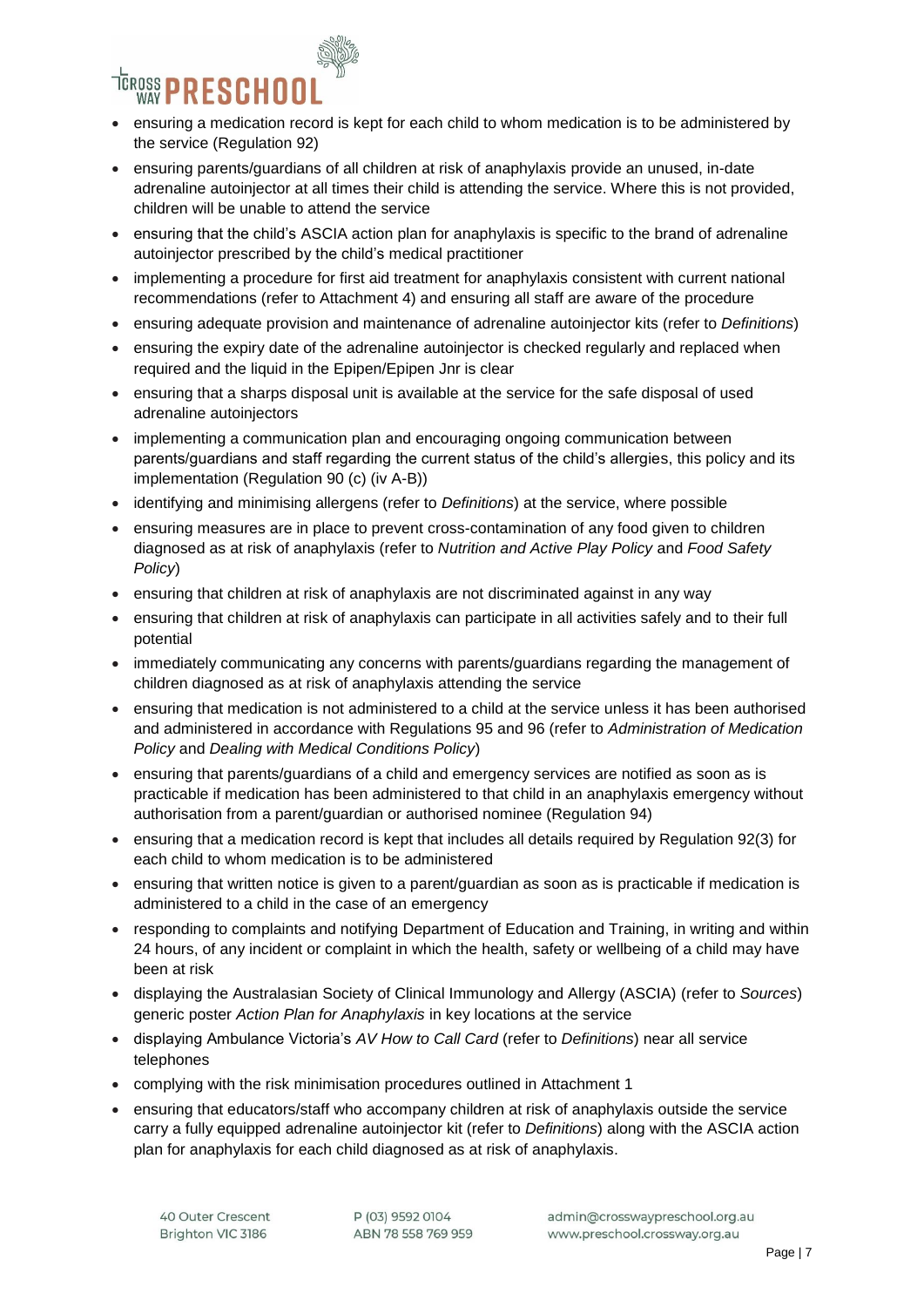- ensuring a medication record is kept for each child to whom medication is to be administered by the service (Regulation 92)
- ensuring parents/guardians of all children at risk of anaphylaxis provide an unused, in-date adrenaline autoinjector at all times their child is attending the service. Where this is not provided, children will be unable to attend the service
- ensuring that the child's ASCIA action plan for anaphylaxis is specific to the brand of adrenaline autoinjector prescribed by the child's medical practitioner
- implementing a procedure for first aid treatment for anaphylaxis consistent with current national recommendations (refer to Attachment 4) and ensuring all staff are aware of the procedure
- ensuring adequate provision and maintenance of adrenaline autoinjector kits (refer to *Definitions*)
- ensuring the expiry date of the adrenaline autoinjector is checked regularly and replaced when required and the liquid in the Epipen/Epipen Jnr is clear
- ensuring that a sharps disposal unit is available at the service for the safe disposal of used adrenaline autoinjectors
- implementing a communication plan and encouraging ongoing communication between parents/guardians and staff regarding the current status of the child's allergies, this policy and its implementation (Regulation 90 (c) (iv A-B))
- identifying and minimising allergens (refer to *Definitions*) at the service, where possible
- ensuring measures are in place to prevent cross-contamination of any food given to children diagnosed as at risk of anaphylaxis (refer to *Nutrition and Active Play Policy* and *Food Safety Policy*)
- ensuring that children at risk of anaphylaxis are not discriminated against in any way
- ensuring that children at risk of anaphylaxis can participate in all activities safely and to their full potential
- immediately communicating any concerns with parents/guardians regarding the management of children diagnosed as at risk of anaphylaxis attending the service
- ensuring that medication is not administered to a child at the service unless it has been authorised and administered in accordance with Regulations 95 and 96 (refer to *Administration of Medication Policy* and *Dealing with Medical Conditions Policy*)
- ensuring that parents/guardians of a child and emergency services are notified as soon as is practicable if medication has been administered to that child in an anaphylaxis emergency without authorisation from a parent/guardian or authorised nominee (Regulation 94)
- ensuring that a medication record is kept that includes all details required by Regulation 92(3) for each child to whom medication is to be administered
- ensuring that written notice is given to a parent/guardian as soon as is practicable if medication is administered to a child in the case of an emergency
- responding to complaints and notifying Department of Education and Training, in writing and within 24 hours, of any incident or complaint in which the health, safety or wellbeing of a child may have been at risk
- displaying the Australasian Society of Clinical Immunology and Allergy (ASCIA) (refer to *Sources*) generic poster *Action Plan for Anaphylaxis* in key locations at the service
- displaying Ambulance Victoria's *AV How to Call Card* (refer to *Definitions*) near all service telephones
- complying with the risk minimisation procedures outlined in Attachment 1
- ensuring that educators/staff who accompany children at risk of anaphylaxis outside the service carry a fully equipped adrenaline autoinjector kit (refer to *Definitions*) along with the ASCIA action plan for anaphylaxis for each child diagnosed as at risk of anaphylaxis.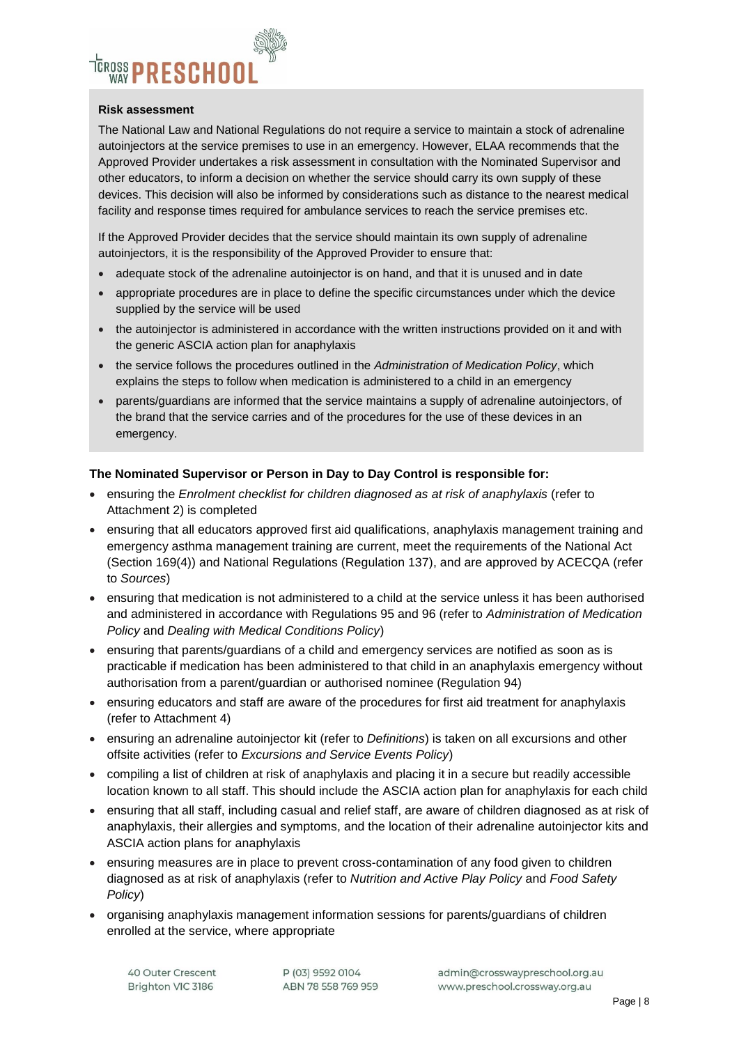**Risk assessment**

The National Law and National Regulations do not require a service to maintain a stock of adrenaline autoinjectors at the service premises to use in an emergency. However, ELAA recommends that the Approved Provider undertakes a risk assessment in consultation with the Nominated Supervisor and other educators, to inform a decision on whether the service should carry its own supply of these devices. This decision will also be informed by considerations such as distance to the nearest medical facility and response times required for ambulance services to reach the service premises etc.

If the Approved Provider decides that the service should maintain its own supply of adrenaline autoinjectors, it is the responsibility of the Approved Provider to ensure that:

- adequate stock of the adrenaline autoinjector is on hand, and that it is unused and in date
- appropriate procedures are in place to define the specific circumstances under which the device supplied by the service will be used
- the autoinjector is administered in accordance with the written instructions provided on it and with the generic ASCIA action plan for anaphylaxis
- the service follows the procedures outlined in the *Administration of Medication Policy*, which explains the steps to follow when medication is administered to a child in an emergency
- parents/guardians are informed that the service maintains a supply of adrenaline autoinjectors, of the brand that the service carries and of the procedures for the use of these devices in an emergency.

**The Nominated Supervisor or Person in Day to Day Control is responsible for:**

- ensuring the *Enrolment checklist for children diagnosed as at risk of anaphylaxis* (refer to Attachment 2) is completed
- ensuring that all educators approved first aid qualifications, anaphylaxis management training and emergency asthma management training are current, meet the requirements of the National Act (Section 169(4)) and National Regulations (Regulation 137), and are approved by ACECQA (refer to *Sources*)
- ensuring that medication is not administered to a child at the service unless it has been authorised and administered in accordance with Regulations 95 and 96 (refer to *Administration of Medication Policy* and *Dealing with Medical Conditions Policy*)
- ensuring that parents/guardians of a child and emergency services are notified as soon as is practicable if medication has been administered to that child in an anaphylaxis emergency without authorisation from a parent/guardian or authorised nominee (Regulation 94)
- ensuring educators and staff are aware of the procedures for first aid treatment for anaphylaxis (refer to Attachment 4)
- ensuring an adrenaline autoinjector kit (refer to *Definitions*) is taken on all excursions and other offsite activities (refer to *Excursions and Service Events Policy*)
- compiling a list of children at risk of anaphylaxis and placing it in a secure but readily accessible location known to all staff. This should include the ASCIA action plan for anaphylaxis for each child
- ensuring that all staff, including casual and relief staff, are aware of children diagnosed as at risk of anaphylaxis, their allergies and symptoms, and the location of their adrenaline autoinjector kits and ASCIA action plans for anaphylaxis
- ensuring measures are in place to prevent cross-contamination of any food given to children diagnosed as at risk of anaphylaxis (refer to *Nutrition and Active Play Policy* and *Food Safety Policy*)
- organising anaphylaxis management information sessions for parents/guardians of children enrolled at the service, where appropriate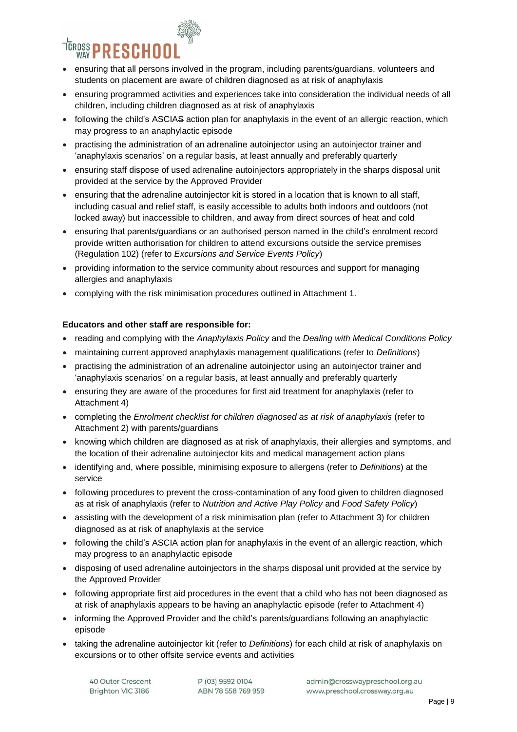- ensuring that all persons involved in the program, including parents/guardians, volunteers and students on placement are aware of children diagnosed as at risk of anaphylaxis
- ensuring programmed activities and experiences take into consideration the individual needs of all children, including children diagnosed as at risk of anaphylaxis
- following the child's ASCIAS action plan for anaphylaxis in the event of an allergic reaction, which may progress to an anaphylactic episode
- practising the administration of an adrenaline autoinjector using an autoinjector trainer and 'anaphylaxis scenarios' on a regular basis, at least annually and preferably quarterly
- ensuring staff dispose of used adrenaline autoinjectors appropriately in the sharps disposal unit provided at the service by the Approved Provider
- ensuring that the adrenaline autoinjector kit is stored in a location that is known to all staff, including casual and relief staff, is easily accessible to adults both indoors and outdoors (not locked away) but inaccessible to children, and away from direct sources of heat and cold
- ensuring that parents/guardians or an authorised person named in the child's enrolment record provide written authorisation for children to attend excursions outside the service premises (Regulation 102) (refer to *Excursions and Service Events Policy*)
- providing information to the service community about resources and support for managing allergies and anaphylaxis
- complying with the risk minimisation procedures outlined in Attachment 1.

**Educators and other staff are responsible for:**

- reading and complying with the *Anaphylaxis Policy* and the *Dealing with Medical Conditions Policy*
- maintaining current approved anaphylaxis management qualifications (refer to *Definitions*)
- practising the administration of an adrenaline autoinjector using an autoinjector trainer and 'anaphylaxis scenarios' on a regular basis, at least annually and preferably quarterly
- ensuring they are aware of the procedures for first aid treatment for anaphylaxis (refer to Attachment 4)
- completing the *Enrolment checklist for children diagnosed as at risk of anaphylaxis* (refer to Attachment 2) with parents/guardians
- knowing which children are diagnosed as at risk of anaphylaxis, their allergies and symptoms, and the location of their adrenaline autoinjector kits and medical management action plans
- identifying and, where possible, minimising exposure to allergens (refer to *Definitions*) at the service
- following procedures to prevent the cross-contamination of any food given to children diagnosed as at risk of anaphylaxis (refer to *Nutrition and Active Play Policy* and *Food Safety Policy*)
- assisting with the development of a risk minimisation plan (refer to Attachment 3) for children diagnosed as at risk of anaphylaxis at the service
- following the child's ASCIA action plan for anaphylaxis in the event of an allergic reaction, which may progress to an anaphylactic episode
- disposing of used adrenaline autoinjectors in the sharps disposal unit provided at the service by the Approved Provider
- following appropriate first aid procedures in the event that a child who has not been diagnosed as at risk of anaphylaxis appears to be having an anaphylactic episode (refer to Attachment 4)
- informing the Approved Provider and the child's parents/guardians following an anaphylactic episode
- taking the adrenaline autoinjector kit (refer to *Definitions*) for each child at risk of anaphylaxis on excursions or to other offsite service events and activities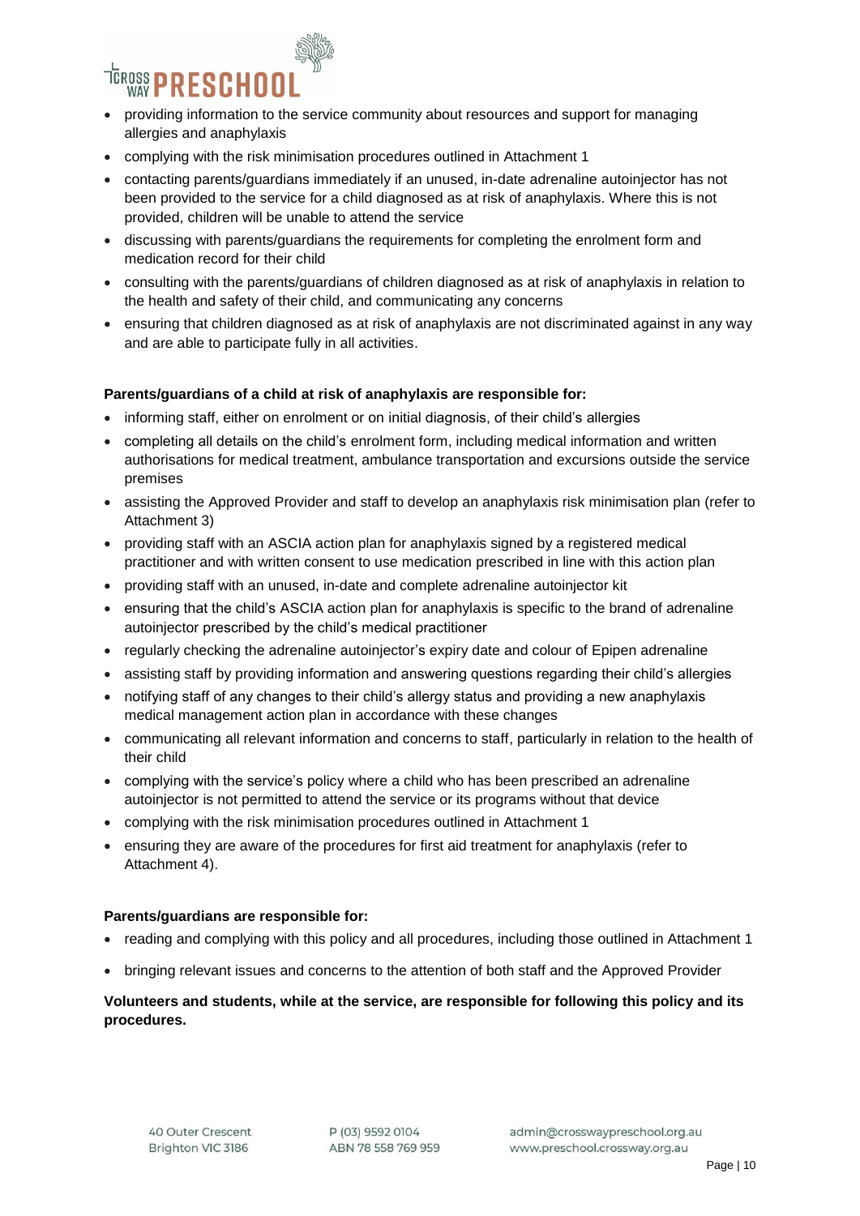- providing information to the service community about resources and support for managing allergies and anaphylaxis
- complying with the risk minimisation procedures outlined in Attachment 1
- contacting parents/guardians immediately if an unused, in-date adrenaline autoinjector has not been provided to the service for a child diagnosed as at risk of anaphylaxis. Where this is not provided, children will be unable to attend the service
- discussing with parents/guardians the requirements for completing the enrolment form and medication record for their child
- consulting with the parents/guardians of children diagnosed as at risk of anaphylaxis in relation to the health and safety of their child, and communicating any concerns
- ensuring that children diagnosed as at risk of anaphylaxis are not discriminated against in any way and are able to participate fully in all activities.

**Parents/guardians of a child at risk of anaphylaxis are responsible for:**

- informing staff, either on enrolment or on initial diagnosis, of their child's allergies
- completing all details on the child's enrolment form, including medical information and written authorisations for medical treatment, ambulance transportation and excursions outside the service premises
- assisting the Approved Provider and staff to develop an anaphylaxis risk minimisation plan (refer to Attachment 3)
- providing staff with an ASCIA action plan for anaphylaxis signed by a registered medical practitioner and with written consent to use medication prescribed in line with this action plan
- providing staff with an unused, in-date and complete adrenaline autoinjector kit
- ensuring that the child's ASCIA action plan for anaphylaxis is specific to the brand of adrenaline autoinjector prescribed by the child's medical practitioner
- regularly checking the adrenaline autoinjector's expiry date and colour of Epipen adrenaline
- assisting staff by providing information and answering questions regarding their child's allergies
- notifying staff of any changes to their child's allergy status and providing a new anaphylaxis medical management action plan in accordance with these changes
- communicating all relevant information and concerns to staff, particularly in relation to the health of their child
- complying with the service's policy where a child who has been prescribed an adrenaline autoinjector is not permitted to attend the service or its programs without that device
- complying with the risk minimisation procedures outlined in Attachment 1
- ensuring they are aware of the procedures for first aid treatment for anaphylaxis (refer to Attachment 4).

**Parents/guardians are responsible for:**

- reading and complying with this policy and all procedures, including those outlined in Attachment 1
- bringing relevant issues and concerns to the attention of both staff and the Approved Provider

**Volunteers and students, while at the service, are responsible for following this policy and its procedures.**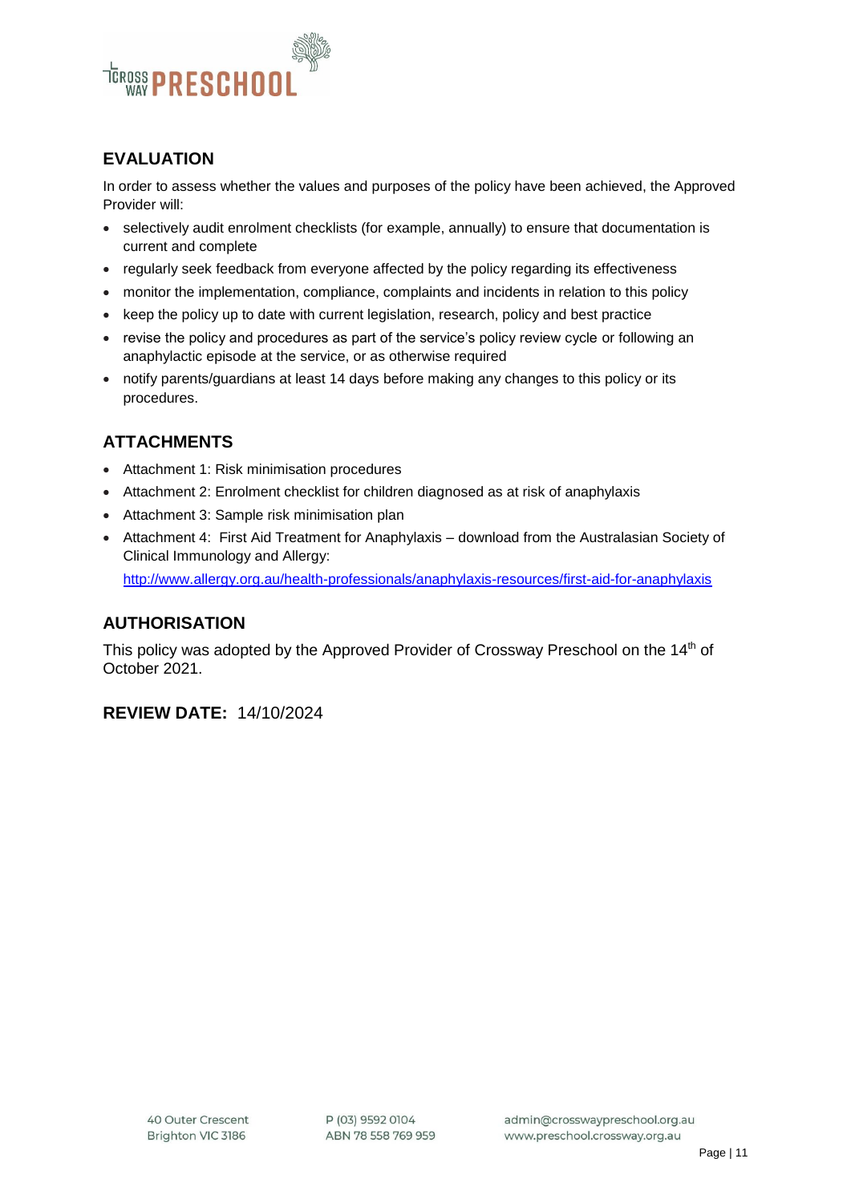## EVALUATION

In order to assess whether the values and purposes of the policy have been achieved, the Approved Provider will:

- selectively audit enrolment checklists (for example, annually) to ensure that documentation is current and complete
- regularly seek feedback from everyone affected by the policy regarding its effectiveness
- monitor the implementation, compliance, complaints and incidents in relation to this policy
- keep the policy up to date with current legislation, research, policy and best practice
- revise the policy and procedures as part of the service's policy review cycle or following an anaphylactic episode at the service, or as otherwise required
- notify parents/guardians at least 14 days before making any changes to this policy or its procedures.

## ATTACHMENTS

- Attachment 1: Risk minimisation procedures
- Attachment 2: Enrolment checklist for children diagnosed as at risk of anaphylaxis
- Attachment 3: Sample risk minimisation plan
- Attachment 4: First Aid Treatment for Anaphylaxis – download from the Australasian Society of Clinical Immunology and Allergy:

  http://www.allergy.org.au/health-professionals/anaphylaxis-resources/first-aid-for-anaphylaxis

## AUTHORISATION

This policy was adopted by the Approved Provider of Crossway Preschool on the 14th of October 2021.

**REVIEW DATE:** 14/10/2024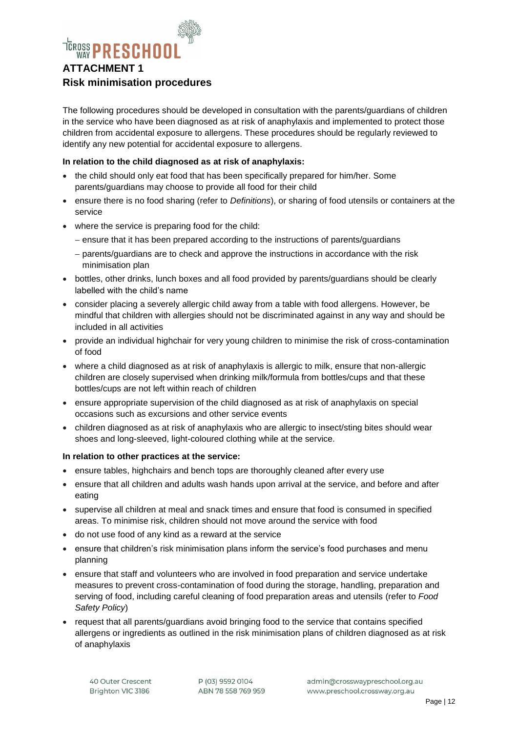# ATTACHMENT 1

## Risk minimisation procedures

The following procedures should be developed in consultation with the parents/guardians of children in the service who have been diagnosed as at risk of anaphylaxis and implemented to protect those children from accidental exposure to allergens. These procedures should be regularly reviewed to identify any new potential for accidental exposure to allergens.

**In relation to the child diagnosed as at risk of anaphylaxis:**

- the child should only eat food that has been specifically prepared for him/her. Some parents/guardians may choose to provide all food for their child
- ensure there is no food sharing (refer to *Definitions*), or sharing of food utensils or containers at the service
- where the service is preparing food for the child:
  - ensure that it has been prepared according to the instructions of parents/guardians
  - parents/guardians are to check and approve the instructions in accordance with the risk minimisation plan
- bottles, other drinks, lunch boxes and all food provided by parents/guardians should be clearly labelled with the child's name
- consider placing a severely allergic child away from a table with food allergens. However, be mindful that children with allergies should not be discriminated against in any way and should be included in all activities
- provide an individual highchair for very young children to minimise the risk of cross-contamination of food
- where a child diagnosed as at risk of anaphylaxis is allergic to milk, ensure that non-allergic children are closely supervised when drinking milk/formula from bottles/cups and that these bottles/cups are not left within reach of children
- ensure appropriate supervision of the child diagnosed as at risk of anaphylaxis on special occasions such as excursions and other service events
- children diagnosed as at risk of anaphylaxis who are allergic to insect/sting bites should wear shoes and long-sleeved, light-coloured clothing while at the service.

**In relation to other practices at the service:**

- ensure tables, highchairs and bench tops are thoroughly cleaned after every use
- ensure that all children and adults wash hands upon arrival at the service, and before and after eating
- supervise all children at meal and snack times and ensure that food is consumed in specified areas. To minimise risk, children should not move around the service with food
- do not use food of any kind as a reward at the service
- ensure that children's risk minimisation plans inform the service's food purchases and menu planning
- ensure that staff and volunteers who are involved in food preparation and service undertake measures to prevent cross-contamination of food during the storage, handling, preparation and serving of food, including careful cleaning of food preparation areas and utensils (refer to *Food Safety Policy*)
- request that all parents/guardians avoid bringing food to the service that contains specified allergens or ingredients as outlined in the risk minimisation plans of children diagnosed as at risk of anaphylaxis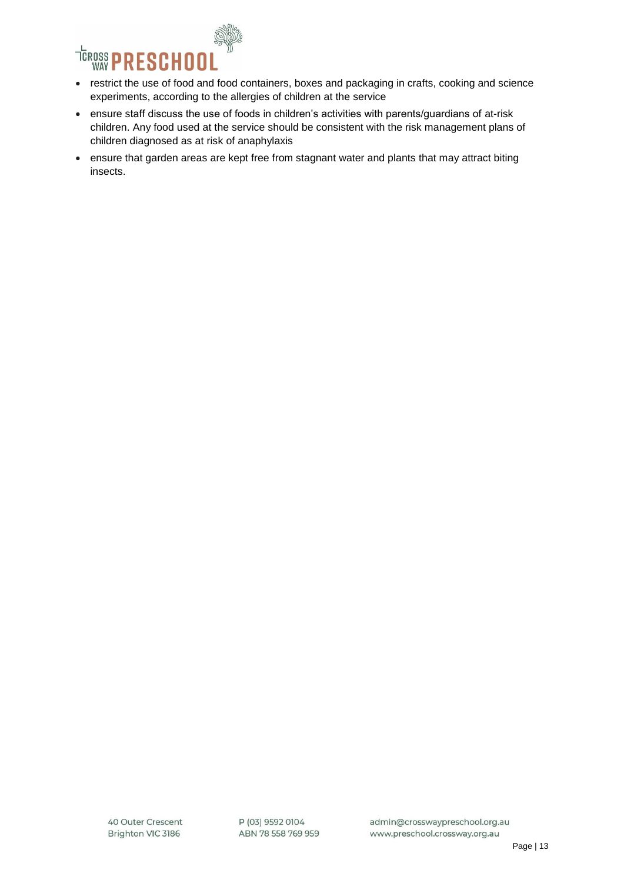- restrict the use of food and food containers, boxes and packaging in crafts, cooking and science experiments, according to the allergies of children at the service
- ensure staff discuss the use of foods in children's activities with parents/guardians of at-risk children. Any food used at the service should be consistent with the risk management plans of children diagnosed as at risk of anaphylaxis
- ensure that garden areas are kept free from stagnant water and plants that may attract biting insects.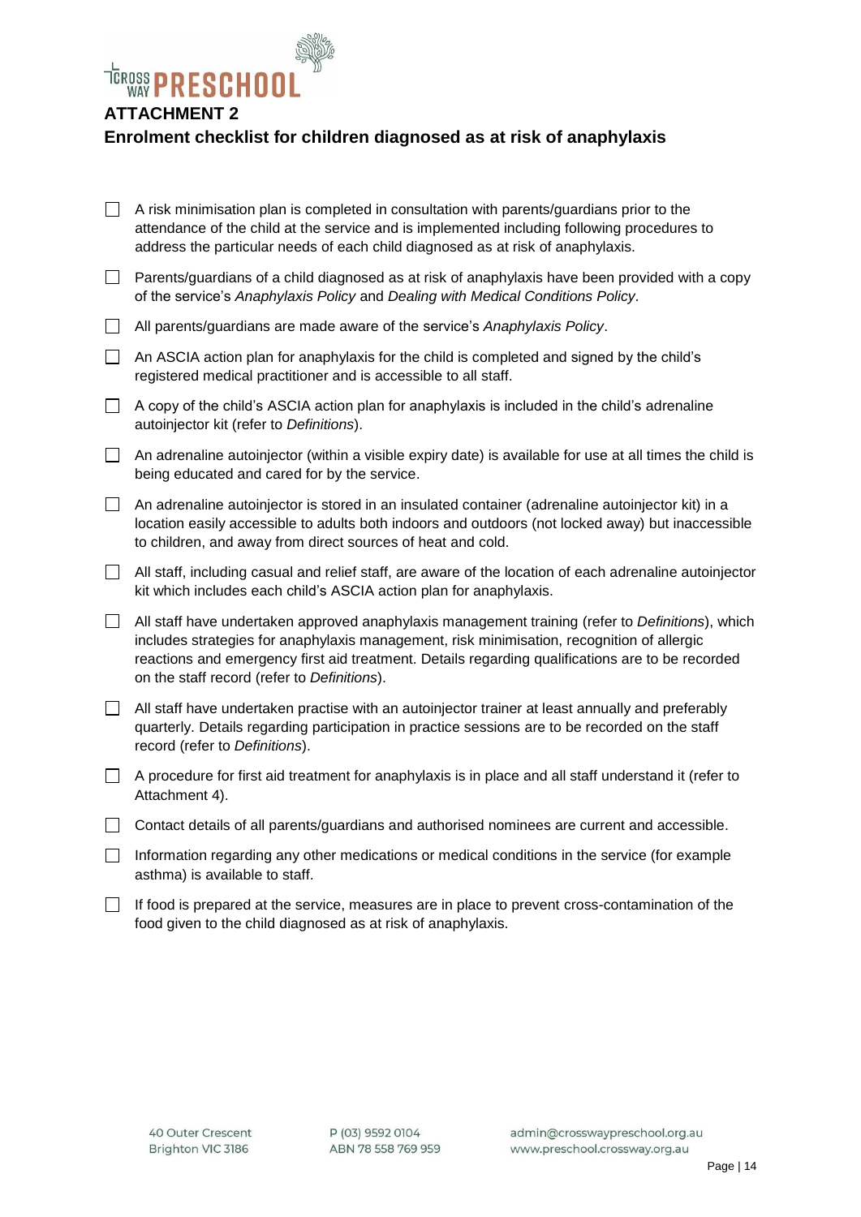## ATTACHMENT 2

## Enrolment checklist for children diagnosed as at risk of anaphylaxis

- ☐ A risk minimisation plan is completed in consultation with parents/guardians prior to the attendance of the child at the service and is implemented including following procedures to address the particular needs of each child diagnosed as at risk of anaphylaxis.
- ☐ Parents/guardians of a child diagnosed as at risk of anaphylaxis have been provided with a copy of the service's *Anaphylaxis Policy* and *Dealing with Medical Conditions Policy*.
- ☐ All parents/guardians are made aware of the service's *Anaphylaxis Policy*.
- ☐ An ASCIA action plan for anaphylaxis for the child is completed and signed by the child's registered medical practitioner and is accessible to all staff.
- ☐ A copy of the child's ASCIA action plan for anaphylaxis is included in the child's adrenaline autoinjector kit (refer to *Definitions*).
- ☐ An adrenaline autoinjector (within a visible expiry date) is available for use at all times the child is being educated and cared for by the service.
- ☐ An adrenaline autoinjector is stored in an insulated container (adrenaline autoinjector kit) in a location easily accessible to adults both indoors and outdoors (not locked away) but inaccessible to children, and away from direct sources of heat and cold.
- ☐ All staff, including casual and relief staff, are aware of the location of each adrenaline autoinjector kit which includes each child's ASCIA action plan for anaphylaxis.
- ☐ All staff have undertaken approved anaphylaxis management training (refer to *Definitions*), which includes strategies for anaphylaxis management, risk minimisation, recognition of allergic reactions and emergency first aid treatment. Details regarding qualifications are to be recorded on the staff record (refer to *Definitions*).
- ☐ All staff have undertaken practise with an autoinjector trainer at least annually and preferably quarterly. Details regarding participation in practice sessions are to be recorded on the staff record (refer to *Definitions*).
- ☐ A procedure for first aid treatment for anaphylaxis is in place and all staff understand it (refer to Attachment 4).
- ☐ Contact details of all parents/guardians and authorised nominees are current and accessible.
- ☐ Information regarding any other medications or medical conditions in the service (for example asthma) is available to staff.
- ☐ If food is prepared at the service, measures are in place to prevent cross-contamination of the food given to the child diagnosed as at risk of anaphylaxis.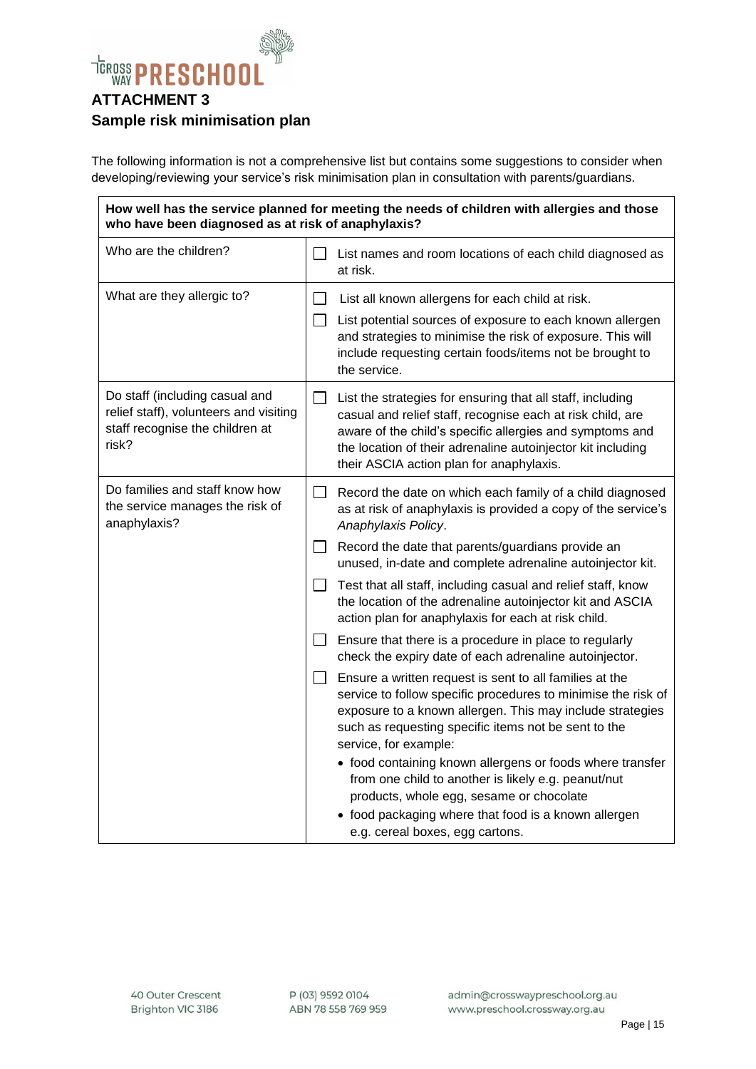## ATTACHMENT 3
## Sample risk minimisation plan

The following information is not a comprehensive list but contains some suggestions to consider when developing/reviewing your service's risk minimisation plan in consultation with parents/guardians.

| **How well has the service planned for meeting the needs of children with allergies and those who have been diagnosed as at risk of anaphylaxis?** | |
|---|---|
| Who are the children? | ☐ List names and room locations of each child diagnosed as at risk. |
| What are they allergic to? | ☐ List all known allergens for each child at risk.<br>☐ List potential sources of exposure to each known allergen and strategies to minimise the risk of exposure. This will include requesting certain foods/items not be brought to the service. |
| Do staff (including casual and relief staff), volunteers and visiting staff recognise the children at risk? | ☐ List the strategies for ensuring that all staff, including casual and relief staff, recognise each at risk child, are aware of the child's specific allergies and symptoms and the location of their adrenaline autoinjector kit including their ASCIA action plan for anaphylaxis. |
| Do families and staff know how the service manages the risk of anaphylaxis? | ☐ Record the date on which each family of a child diagnosed as at risk of anaphylaxis is provided a copy of the service's *Anaphylaxis Policy*.<br>☐ Record the date that parents/guardians provide an unused, in-date and complete adrenaline autoinjector kit.<br>☐ Test that all staff, including casual and relief staff, know the location of the adrenaline autoinjector kit and ASCIA action plan for anaphylaxis for each at risk child.<br>☐ Ensure that there is a procedure in place to regularly check the expiry date of each adrenaline autoinjector.<br>☐ Ensure a written request is sent to all families at the service to follow specific procedures to minimise the risk of exposure to a known allergen. This may include strategies such as requesting specific items not be sent to the service, for example:<br>• food containing known allergens or foods where transfer from one child to another is likely e.g. peanut/nut products, whole egg, sesame or chocolate<br>• food packaging where that food is a known allergen e.g. cereal boxes, egg cartons. |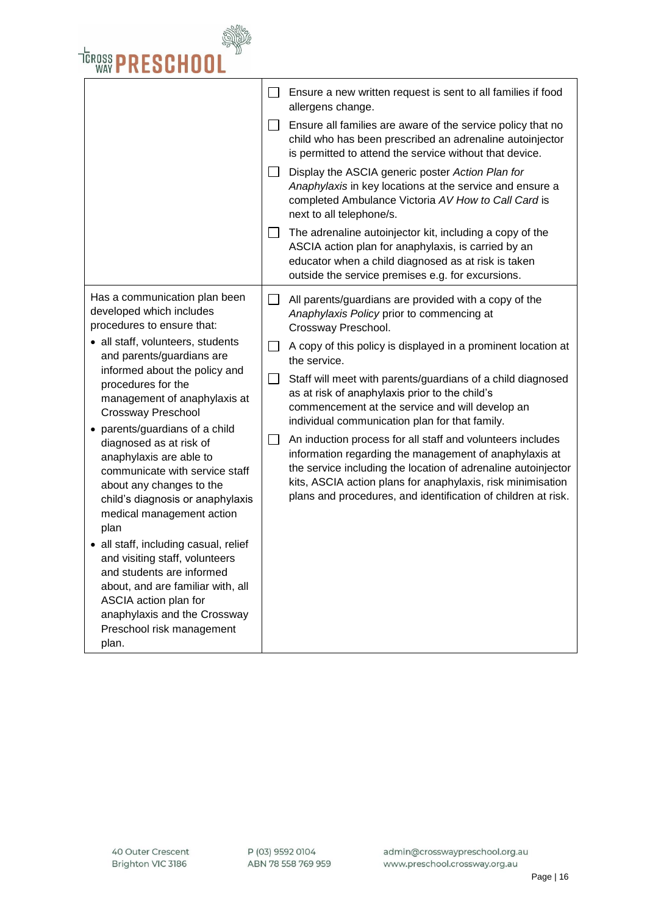| | |
|---|---|
| | ☐ Ensure a new written request is sent to all families if food allergens change.<br>☐ Ensure all families are aware of the service policy that no child who has been prescribed an adrenaline autoinjector is permitted to attend the service without that device.<br>☐ Display the ASCIA generic poster *Action Plan for Anaphylaxis* in key locations at the service and ensure a completed Ambulance Victoria *AV How to Call Card* is next to all telephone/s.<br>☐ The adrenaline autoinjector kit, including a copy of the ASCIA action plan for anaphylaxis, is carried by an educator when a child diagnosed as at risk is taken outside the service premises e.g. for excursions. |
| Has a communication plan been developed which includes procedures to ensure that:<br>• all staff, volunteers, students and parents/guardians are informed about the policy and procedures for the management of anaphylaxis at Crossway Preschool<br>• parents/guardians of a child diagnosed as at risk of anaphylaxis are able to communicate with service staff about any changes to the child's diagnosis or anaphylaxis medical management action plan<br>• all staff, including casual, relief and visiting staff, volunteers and students are informed about, and are familiar with, all ASCIA action plan for anaphylaxis and the Crossway Preschool risk management plan. | ☐ All parents/guardians are provided with a copy of the *Anaphylaxis Policy* prior to commencing at Crossway Preschool.<br>☐ A copy of this policy is displayed in a prominent location at the service.<br>☐ Staff will meet with parents/guardians of a child diagnosed as at risk of anaphylaxis prior to the child's commencement at the service and will develop an individual communication plan for that family.<br>☐ An induction process for all staff and volunteers includes information regarding the management of anaphylaxis at the service including the location of adrenaline autoinjector kits, ASCIA action plans for anaphylaxis, risk minimisation plans and procedures, and identification of children at risk. |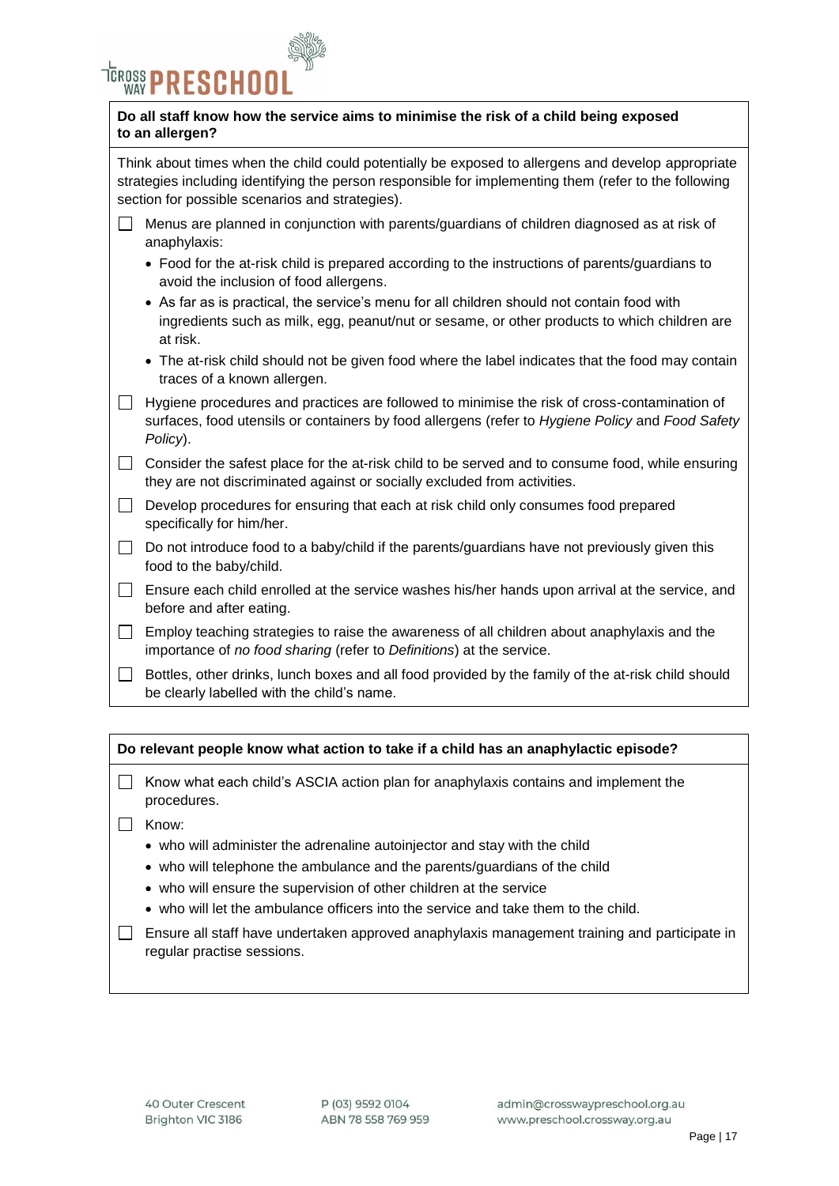**Do all staff know how the service aims to minimise the risk of a child being exposed to an allergen?**

Think about times when the child could potentially be exposed to allergens and develop appropriate strategies including identifying the person responsible for implementing them (refer to the following section for possible scenarios and strategies).

- ☐ Menus are planned in conjunction with parents/guardians of children diagnosed as at risk of anaphylaxis:
  - Food for the at-risk child is prepared according to the instructions of parents/guardians to avoid the inclusion of food allergens.
  - As far as is practical, the service's menu for all children should not contain food with ingredients such as milk, egg, peanut/nut or sesame, or other products to which children are at risk.
  - The at-risk child should not be given food where the label indicates that the food may contain traces of a known allergen.
- ☐ Hygiene procedures and practices are followed to minimise the risk of cross-contamination of surfaces, food utensils or containers by food allergens (refer to *Hygiene Policy* and *Food Safety Policy*).
- ☐ Consider the safest place for the at-risk child to be served and to consume food, while ensuring they are not discriminated against or socially excluded from activities.
- ☐ Develop procedures for ensuring that each at risk child only consumes food prepared specifically for him/her.
- ☐ Do not introduce food to a baby/child if the parents/guardians have not previously given this food to the baby/child.
- ☐ Ensure each child enrolled at the service washes his/her hands upon arrival at the service, and before and after eating.
- ☐ Employ teaching strategies to raise the awareness of all children about anaphylaxis and the importance of *no food sharing* (refer to *Definitions*) at the service.
- ☐ Bottles, other drinks, lunch boxes and all food provided by the family of the at-risk child should be clearly labelled with the child's name.

**Do relevant people know what action to take if a child has an anaphylactic episode?**

- ☐ Know what each child's ASCIA action plan for anaphylaxis contains and implement the procedures.
- ☐ Know:
  - who will administer the adrenaline autoinjector and stay with the child
  - who will telephone the ambulance and the parents/guardians of the child
  - who will ensure the supervision of other children at the service
  - who will let the ambulance officers into the service and take them to the child.
- ☐ Ensure all staff have undertaken approved anaphylaxis management training and participate in regular practise sessions.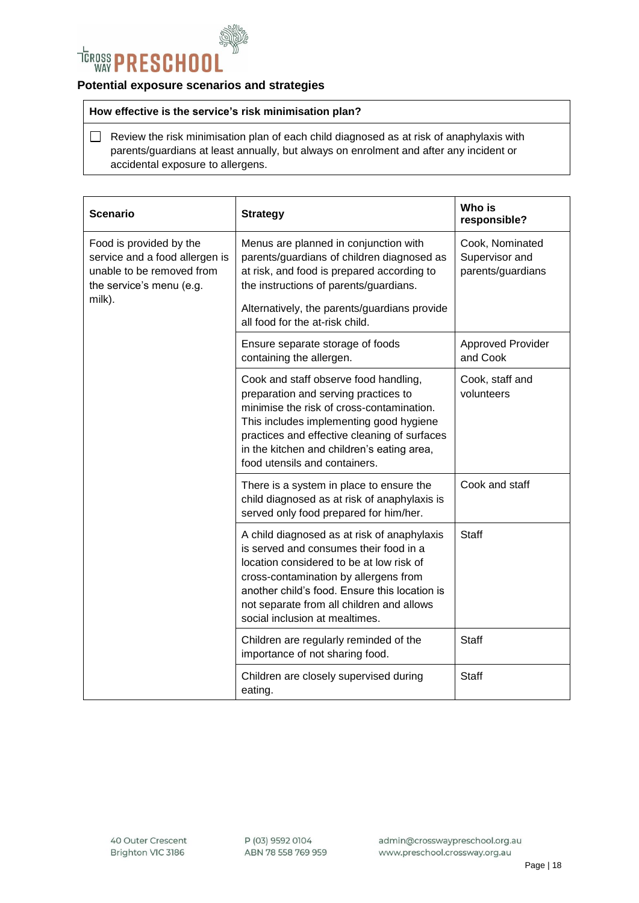## Potential exposure scenarios and strategies

| How effective is the service's risk minimisation plan? |
|---|
| ☐ Review the risk minimisation plan of each child diagnosed as at risk of anaphylaxis with parents/guardians at least annually, but always on enrolment and after any incident or accidental exposure to allergens. |

| Scenario | Strategy | Who is responsible? |
|---|---|---|
| Food is provided by the service and a food allergen is unable to be removed from the service's menu (e.g. milk). | Menus are planned in conjunction with parents/guardians of children diagnosed as at risk, and food is prepared according to the instructions of parents/guardians.<br><br>Alternatively, the parents/guardians provide all food for the at-risk child. | Cook, Nominated Supervisor and parents/guardians |
| | Ensure separate storage of foods containing the allergen. | Approved Provider and Cook |
| | Cook and staff observe food handling, preparation and serving practices to minimise the risk of cross-contamination. This includes implementing good hygiene practices and effective cleaning of surfaces in the kitchen and children's eating area, food utensils and containers. | Cook, staff and volunteers |
| | There is a system in place to ensure the child diagnosed as at risk of anaphylaxis is served only food prepared for him/her. | Cook and staff |
| | A child diagnosed as at risk of anaphylaxis is served and consumes their food in a location considered to be at low risk of cross-contamination by allergens from another child's food. Ensure this location is not separate from all children and allows social inclusion at mealtimes. | Staff |
| | Children are regularly reminded of the importance of not sharing food. | Staff |
| | Children are closely supervised during eating. | Staff |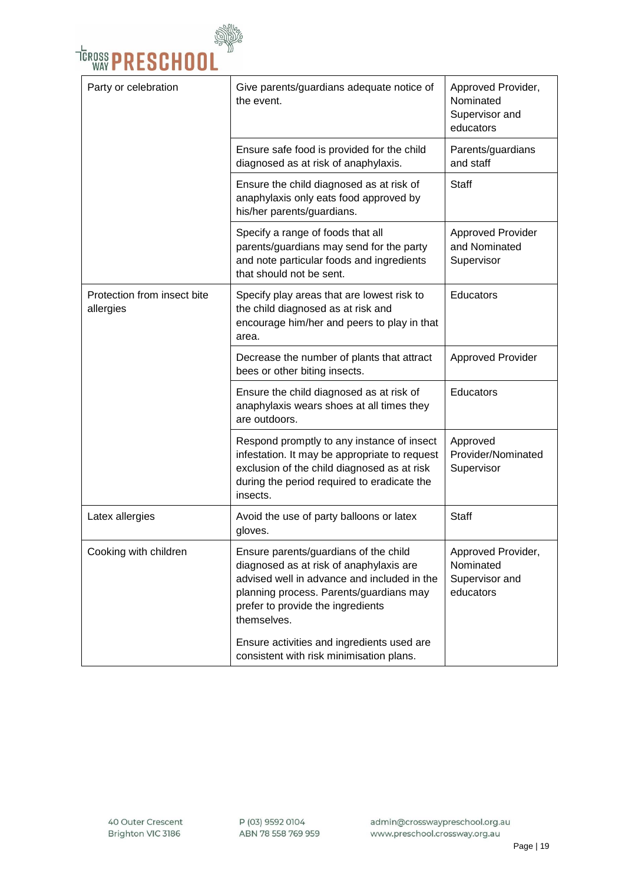| | | |
|---|---|---|
| Party or celebration | Give parents/guardians adequate notice of the event. | Approved Provider, Nominated Supervisor and educators |
| | Ensure safe food is provided for the child diagnosed as at risk of anaphylaxis. | Parents/guardians and staff |
| | Ensure the child diagnosed as at risk of anaphylaxis only eats food approved by his/her parents/guardians. | Staff |
| | Specify a range of foods that all parents/guardians may send for the party and note particular foods and ingredients that should not be sent. | Approved Provider and Nominated Supervisor |
| Protection from insect bite allergies | Specify play areas that are lowest risk to the child diagnosed as at risk and encourage him/her and peers to play in that area. | Educators |
| | Decrease the number of plants that attract bees or other biting insects. | Approved Provider |
| | Ensure the child diagnosed as at risk of anaphylaxis wears shoes at all times they are outdoors. | Educators |
| | Respond promptly to any instance of insect infestation. It may be appropriate to request exclusion of the child diagnosed as at risk during the period required to eradicate the insects. | Approved Provider/Nominated Supervisor |
| Latex allergies | Avoid the use of party balloons or latex gloves. | Staff |
| Cooking with children | Ensure parents/guardians of the child diagnosed as at risk of anaphylaxis are advised well in advance and included in the planning process. Parents/guardians may prefer to provide the ingredients themselves.<br><br>Ensure activities and ingredients used are consistent with risk minimisation plans. | Approved Provider, Nominated Supervisor and educators |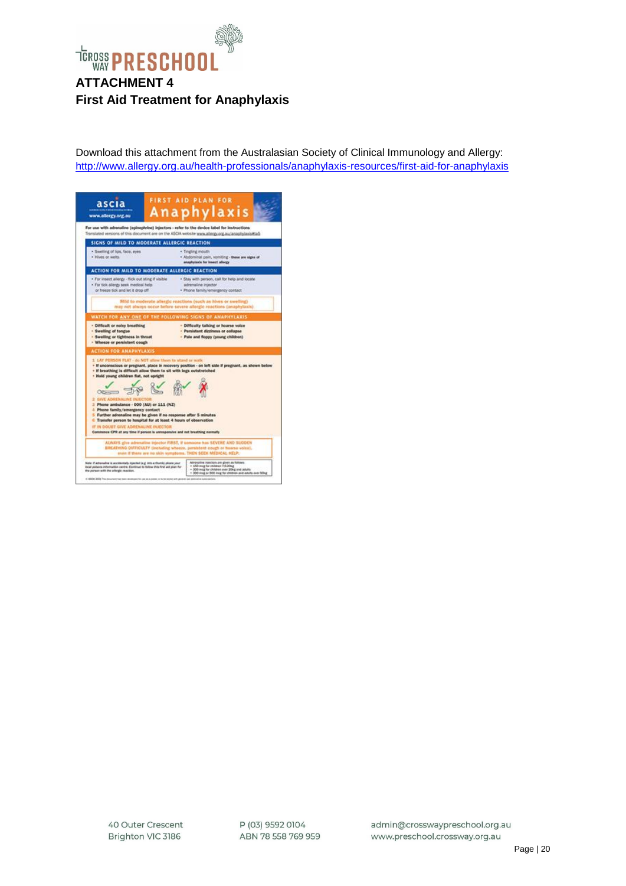## ATTACHMENT 4

## First Aid Treatment for Anaphylaxis

Download this attachment from the Australasian Society of Clinical Immunology and Allergy: http://www.allergy.org.au/health-professionals/anaphylaxis-resources/first-aid-for-anaphylaxis

ascia

www.allergy.org.au

**FIRST AID PLAN FOR Anaphylaxis**

For use with adrenaline (epinephrine) injectors - refer to the device label for instructions

Translated versions of this document are on the ASCIA website www.allergy.org.au/anaphylaxis#ta5

**SIGNS OF MILD TO MODERATE ALLERGIC REACTION**

- Swelling of lips, face, eyes
- Hives or welts
- Tingling mouth
- Abdominal pain, vomiting - **these are signs of anaphylaxis for insect allergy**

**ACTION FOR MILD TO MODERATE ALLERGIC REACTION**

- For insect allergy - flick out sting if visible
- For tick allergy seek medical help or freeze tick and let it drop off
- Stay with person, call for help and locate adrenaline injector
- Phone family/emergency contact

Mild to moderate allergic reactions (such as hives or swelling) may not always occur before severe allergic reactions (anaphylaxis)

**WATCH FOR ANY ONE OF THE FOLLOWING SIGNS OF ANAPHYLAXIS**

- Difficult or noisy breathing
- Swelling of tongue
- Swelling or tightness in throat
- Wheeze or persistent cough
- Difficulty talking or hoarse voice
- Persistent dizziness or collapse
- Pale and floppy (young children)

**ACTION FOR ANAPHYLAXIS**

1. LAY PERSON FLAT - do NOT allow them to stand or walk
   - If unconscious or pregnant, place in recovery position - on left side if pregnant, as shown below
   - If breathing is difficult allow them to sit with legs outstretched
   - Hold young children flat, not upright
2. GIVE ADRENALINE INJECTOR
3. Phone ambulance - 000 (AU) or 111 (NZ)
4. Phone family/emergency contact
5. Further adrenaline may be given if no response after 5 minutes
6. Transfer person to hospital for at least 4 hours of observation

IF IN DOUBT GIVE ADRENALINE INJECTOR

Commence CPR at any time if person is unresponsive and not breathing normally

ALWAYS give adrenaline injector FIRST, if someone has SEVERE AND SUDDEN BREATHING DIFFICULTY (including wheeze, persistent cough or hoarse voice), even if there are no skin symptoms. THEN SEEK MEDICAL HELP.

Note: If adrenaline is accidentally injected (e.g. into a thumb) phone your local poisons information centre. Continue to follow this first aid plan for the person with the allergic reaction.

Adrenaline injectors are given as follows:

- 150 mcg for children 7.5-20kg
- 300 mcg for children over 20kg and adults
- 300 mcg or 500 mcg for children and adults over 50kg

© ASCIA 2021 This document has been developed for use as a poster, or to be stored with general use adrenaline autoinjectors.